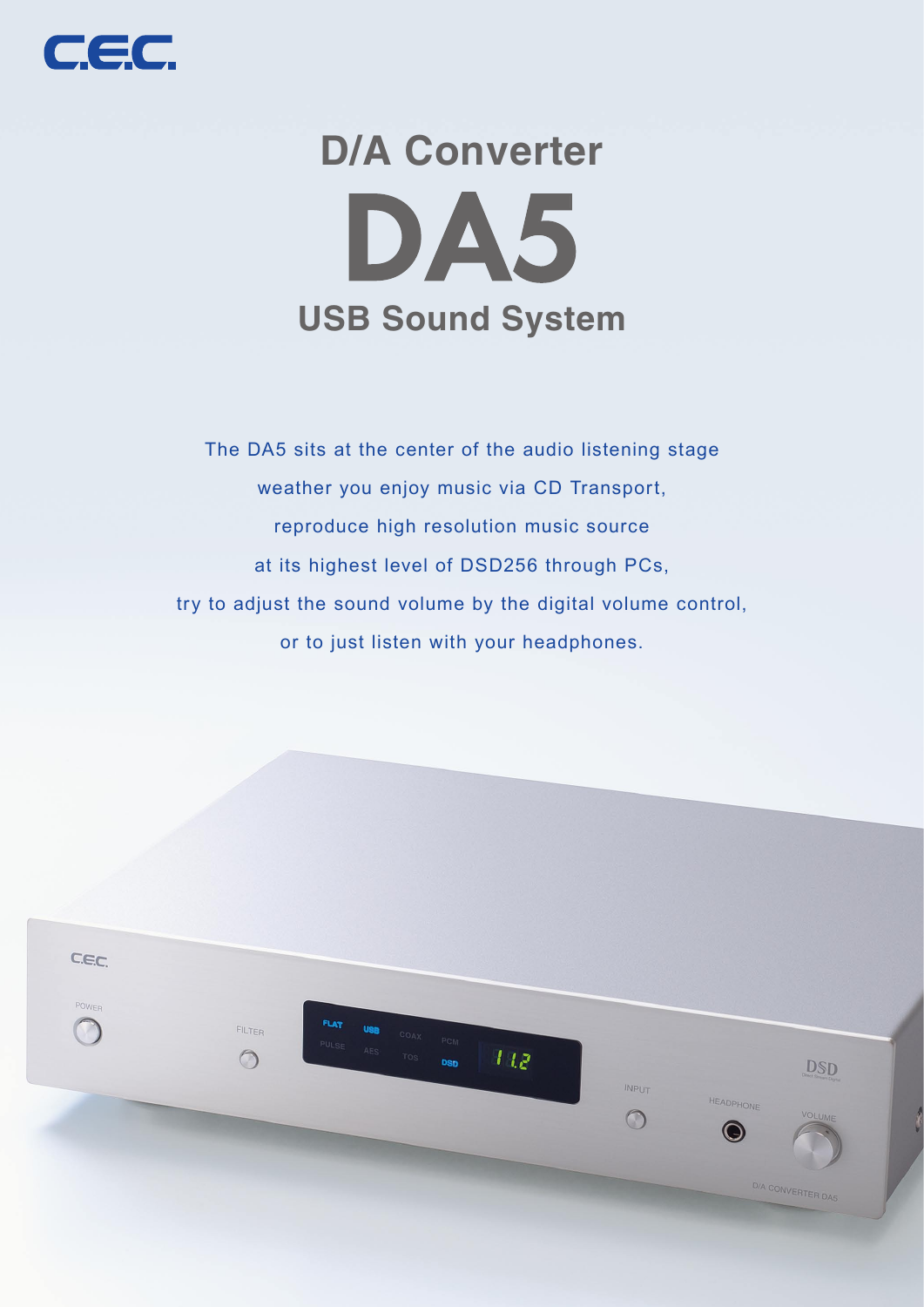C.E.C.

# D/A Converter

# DA5

## USB Sound System

The DA5 sits at the center of the audio listening stage

weather you enjoy music via CD Transport,

reproduce high resolution music source

at its highest level of DSD256 through PCs,

try to adjust the sound volume by the digital volume control,

or to just listen with your headphones.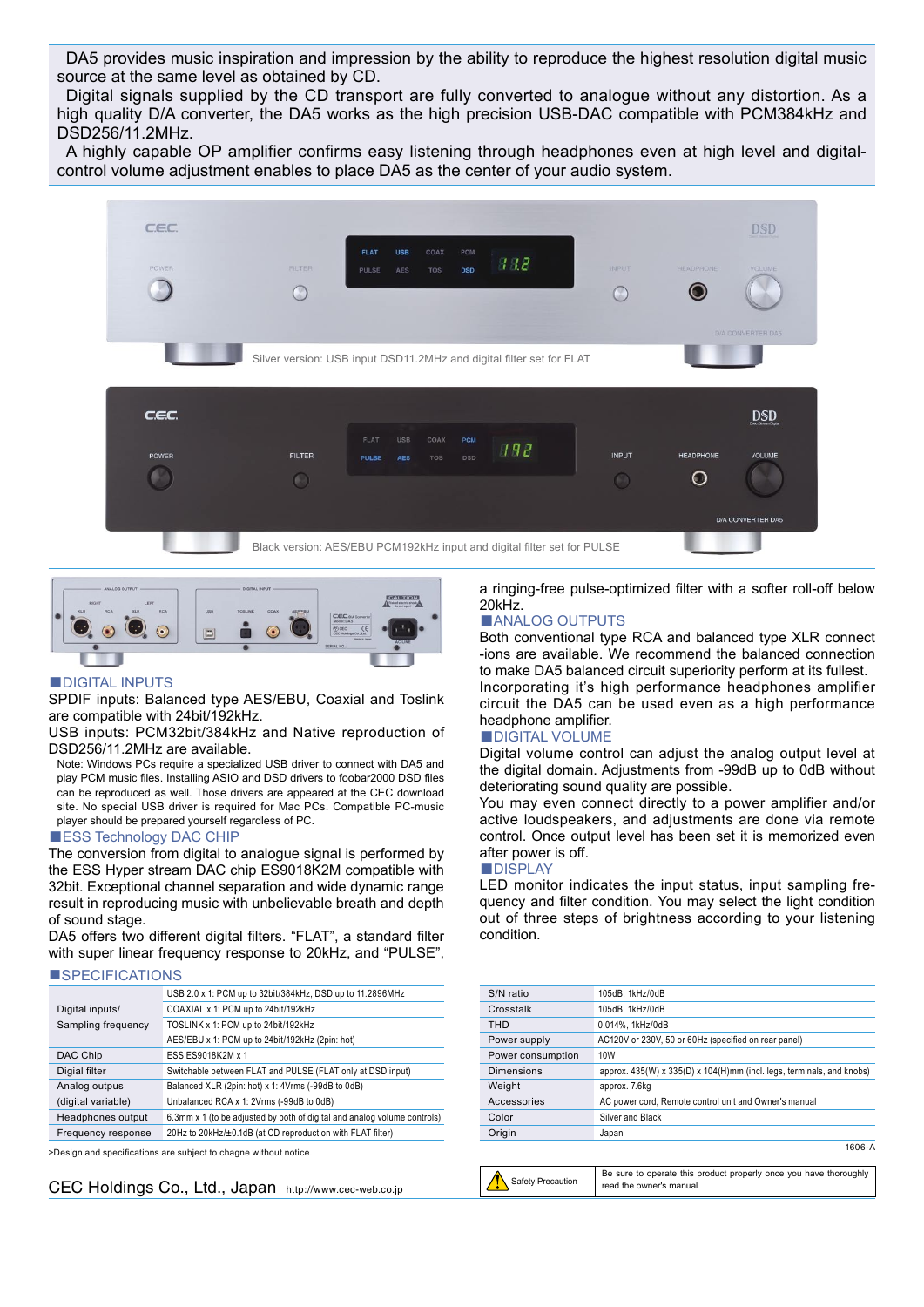DA5 provides music inspiration and impression by the ability to reproduce the highest resolution digital music source at the same level as obtained by CD.

Digital signals supplied by the CD transport are fully converted to analogue without any distortion. As a high quality D/A converter, the DA5 works as the high precision USB-DAC compatible with PCM384kHz and DSD256/11.2MHz.

A highly capable OP amplifier confirms easy listening through headphones even at high level and digital-control volume adjustment enables to place DA5 as the center of your audio system.

Silver version: USB input DSD11.2MHz and digital filter set for FLAT

Black version: AES/EBU PCM192kHz input and digital filter set for PULSE

## ■DIGITAL INPUTS

SPDIF inputs: Balanced type AES/EBU, Coaxial and Toslink are compatible with 24bit/192kHz.

USB inputs: PCM32bit/384kHz and Native reproduction of DSD256/11.2MHz are available.

Note: Windows PCs require a specialized USB driver to connect with DA5 and play PCM music files. Installing ASIO and DSD drivers to foobar2000 DSD files can be reproduced as well. Those drivers are appeared at the CEC download site. No special USB driver is required for Mac PCs. Compatible PC-music player should be prepared yourself regardless of PC.

## ■ESS Technology DAC CHIP

The conversion from digital to analogue signal is performed by the ESS Hyper stream DAC chip ES9018K2M compatible with 32bit. Exceptional channel separation and wide dynamic range result in reproducing music with unbelievable breath and depth of sound stage.

DA5 offers two different digital filters. "FLAT", a standard filter with super linear frequency response to 20kHz, and "PULSE", a ringing-free pulse-optimized filter with a softer roll-off below 20kHz.

## ■ANALOG OUTPUTS

Both conventional type RCA and balanced type XLR connect -ions are available. We recommend the balanced connection to make DA5 balanced circuit superiority perform at its fullest. Incorporating it's high performance headphones amplifier circuit the DA5 can be used even as a high performance headphone amplifier.

## ■DIGITAL VOLUME

Digital volume control can adjust the analog output level at the digital domain. Adjustments from -99dB up to 0dB without deteriorating sound quality are possible.

You may even connect directly to a power amplifier and/or active loudspeakers, and adjustments are done via remote control. Once output level has been set it is memorized even after power is off.

## ■DISPLAY

LED monitor indicates the input status, input sampling frequency and filter condition. You may select the light condition out of three steps of brightness according to your listening condition.

## ■SPECIFICATIONS

| | |
|---|---|
| Digital inputs/ Sampling frequency | USB 2.0 x 1: PCM up to 32bit/384kHz, DSD up to 11.2896MHz |
| | COAXIAL x 1: PCM up to 24bit/192kHz |
| | TOSLINK x 1: PCM up to 24bit/192kHz |
| | AES/EBU x 1: PCM up to 24bit/192kHz (2pin: hot) |
| DAC Chip | ESS ES9018K2M x 1 |
| Digial filter | Switchable between FLAT and PULSE (FLAT only at DSD input) |
| Analog outpus (digital variable) | Balanced XLR (2pin: hot) x 1: 4Vrms (-99dB to 0dB) |
| | Unbalanced RCA x 1: 2Vrms (-99dB to 0dB) |
| Headphones output | 6.3mm x 1 (to be adjusted by both of digital and analog volume controls) |
| Frequency response | 20Hz to 20kHz/±0.1dB (at CD reproduction with FLAT filter) |

>Design and specifications are subject to chagne without notice.

| | |
|---|---|
| S/N ratio | 105dB, 1kHz/0dB |
| Crosstalk | 105dB, 1kHz/0dB |
| THD | 0.014%, 1kHz/0dB |
| Power supply | AC120V or 230V, 50 or 60Hz (specified on rear panel) |
| Power consumption | 10W |
| Dimensions | approx. 435(W) x 335(D) x 104(H)mm (incl. legs, terminals, and knobs) |
| Weight | approx. 7.6kg |
| Accessories | AC power cord, Remote control unit and Owner's manual |
| Color | Silver and Black |
| Origin | Japan |

1606-A

CEC Holdings Co., Ltd., Japan http://www.cec-web.co.jp

| | |
|---|---|
| Safety Precaution | Be sure to operate this product properly once you have thoroughly read the owner's manual. |